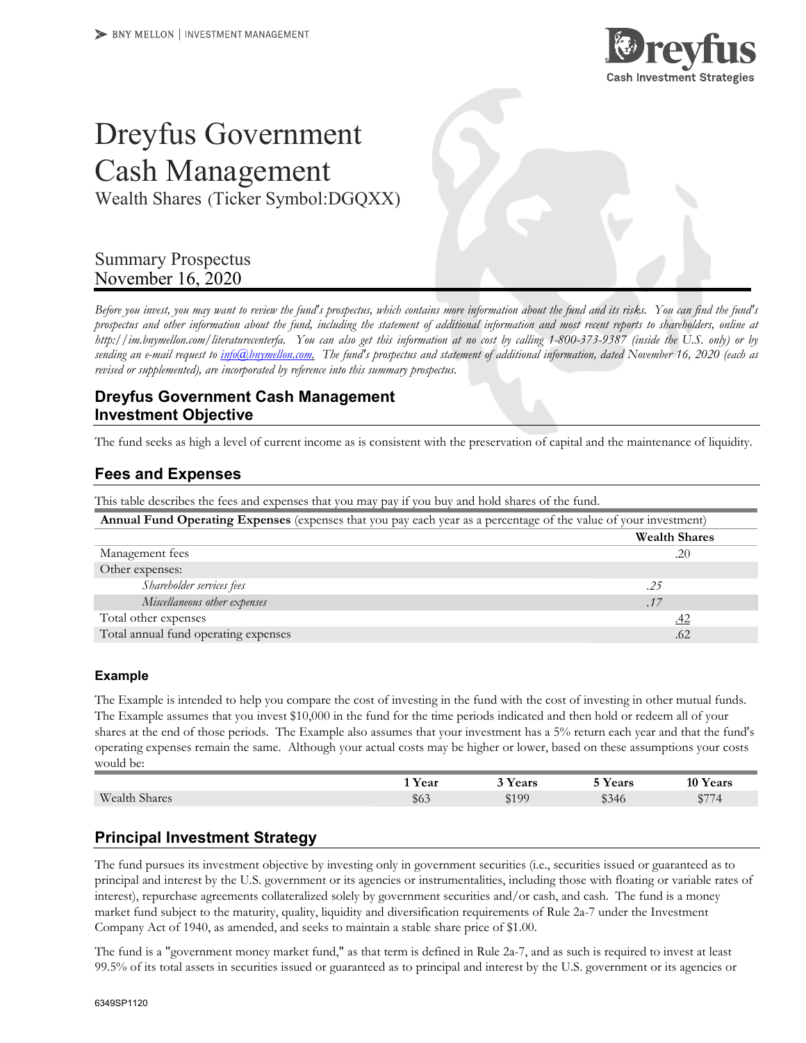BNY MELLON | INVESTMENT MANAGEMENT

Dreyfus
Cash Investment Strategies

# Dreyfus Government Cash Management

Wealth Shares (Ticker Symbol:DGQXX)

Summary Prospectus
November 16, 2020

*Before you invest, you may want to review the fund's prospectus, which contains more information about the fund and its risks. You can find the fund's prospectus and other information about the fund, including the statement of additional information and most recent reports to shareholders, online at http://im.bnymellon.com/literaturecenterfa. You can also get this information at no cost by calling 1-800-373-9387 (inside the U.S. only) or by sending an e-mail request to info@bnymellon.com. The fund's prospectus and statement of additional information, dated November 16, 2020 (each as revised or supplemented), are incorporated by reference into this summary prospectus.*

## Dreyfus Government Cash Management Investment Objective

The fund seeks as high a level of current income as is consistent with the preservation of capital and the maintenance of liquidity.

## Fees and Expenses

This table describes the fees and expenses that you may pay if you buy and hold shares of the fund.

**Annual Fund Operating Expenses** (expenses that you pay each year as a percentage of the value of your investment)

| | | Wealth Shares |
|---|---|---|
| Management fees | | .20 |
| Other expenses: | | |
| *Shareholder services fees* | .25 | |
| *Miscellaneous other expenses* | .17 | |
| Total other expenses | | .42 |
| Total annual fund operating expenses | | .62 |

### Example

The Example is intended to help you compare the cost of investing in the fund with the cost of investing in other mutual funds. The Example assumes that you invest $10,000 in the fund for the time periods indicated and then hold or redeem all of your shares at the end of those periods. The Example also assumes that your investment has a 5% return each year and that the fund's operating expenses remain the same. Although your actual costs may be higher or lower, based on these assumptions your costs would be:

| | 1 Year | 3 Years | 5 Years | 10 Years |
|---|---|---|---|---|
| Wealth Shares | $63 | $199 | $346 | $774 |

## Principal Investment Strategy

The fund pursues its investment objective by investing only in government securities (i.e., securities issued or guaranteed as to principal and interest by the U.S. government or its agencies or instrumentalities, including those with floating or variable rates of interest), repurchase agreements collateralized solely by government securities and/or cash, and cash. The fund is a money market fund subject to the maturity, quality, liquidity and diversification requirements of Rule 2a-7 under the Investment Company Act of 1940, as amended, and seeks to maintain a stable share price of $1.00.

The fund is a "government money market fund," as that term is defined in Rule 2a-7, and as such is required to invest at least 99.5% of its total assets in securities issued or guaranteed as to principal and interest by the U.S. government or its agencies or

6349SP1120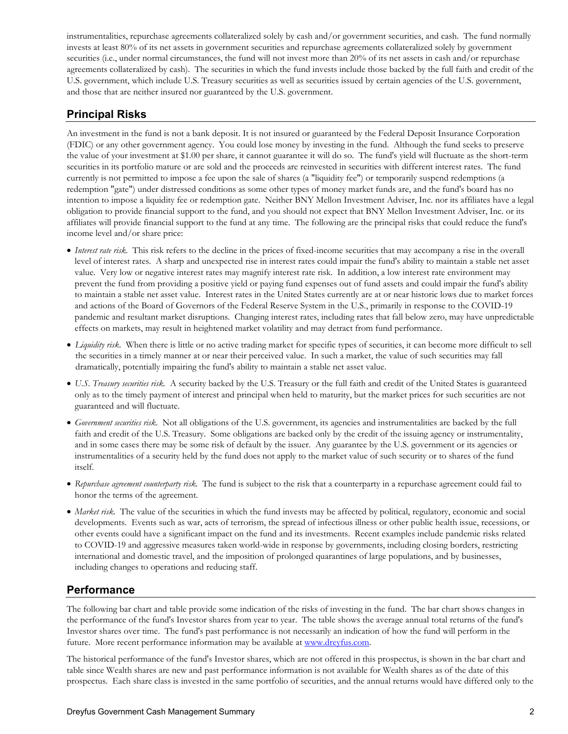instrumentalities, repurchase agreements collateralized solely by cash and/or government securities, and cash. The fund normally invests at least 80% of its net assets in government securities and repurchase agreements collateralized solely by government securities (i.e., under normal circumstances, the fund will not invest more than 20% of its net assets in cash and/or repurchase agreements collateralized by cash). The securities in which the fund invests include those backed by the full faith and credit of the U.S. government, which include U.S. Treasury securities as well as securities issued by certain agencies of the U.S. government, and those that are neither insured nor guaranteed by the U.S. government.

## Principal Risks

An investment in the fund is not a bank deposit. It is not insured or guaranteed by the Federal Deposit Insurance Corporation (FDIC) or any other government agency. You could lose money by investing in the fund. Although the fund seeks to preserve the value of your investment at $1.00 per share, it cannot guarantee it will do so. The fund's yield will fluctuate as the short-term securities in its portfolio mature or are sold and the proceeds are reinvested in securities with different interest rates. The fund currently is not permitted to impose a fee upon the sale of shares (a "liquidity fee") or temporarily suspend redemptions (a redemption "gate") under distressed conditions as some other types of money market funds are, and the fund's board has no intention to impose a liquidity fee or redemption gate. Neither BNY Mellon Investment Adviser, Inc. nor its affiliates have a legal obligation to provide financial support to the fund, and you should not expect that BNY Mellon Investment Adviser, Inc. or its affiliates will provide financial support to the fund at any time. The following are the principal risks that could reduce the fund's income level and/or share price:

- *Interest rate risk.* This risk refers to the decline in the prices of fixed-income securities that may accompany a rise in the overall level of interest rates. A sharp and unexpected rise in interest rates could impair the fund's ability to maintain a stable net asset value. Very low or negative interest rates may magnify interest rate risk. In addition, a low interest rate environment may prevent the fund from providing a positive yield or paying fund expenses out of fund assets and could impair the fund's ability to maintain a stable net asset value. Interest rates in the United States currently are at or near historic lows due to market forces and actions of the Board of Governors of the Federal Reserve System in the U.S., primarily in response to the COVID-19 pandemic and resultant market disruptions. Changing interest rates, including rates that fall below zero, may have unpredictable effects on markets, may result in heightened market volatility and may detract from fund performance.
- *Liquidity risk.* When there is little or no active trading market for specific types of securities, it can become more difficult to sell the securities in a timely manner at or near their perceived value. In such a market, the value of such securities may fall dramatically, potentially impairing the fund's ability to maintain a stable net asset value.
- *U.S. Treasury securities risk.* A security backed by the U.S. Treasury or the full faith and credit of the United States is guaranteed only as to the timely payment of interest and principal when held to maturity, but the market prices for such securities are not guaranteed and will fluctuate.
- *Government securities risk.* Not all obligations of the U.S. government, its agencies and instrumentalities are backed by the full faith and credit of the U.S. Treasury. Some obligations are backed only by the credit of the issuing agency or instrumentality, and in some cases there may be some risk of default by the issuer. Any guarantee by the U.S. government or its agencies or instrumentalities of a security held by the fund does not apply to the market value of such security or to shares of the fund itself.
- *Repurchase agreement counterparty risk.* The fund is subject to the risk that a counterparty in a repurchase agreement could fail to honor the terms of the agreement.
- *Market risk.* The value of the securities in which the fund invests may be affected by political, regulatory, economic and social developments. Events such as war, acts of terrorism, the spread of infectious illness or other public health issue, recessions, or other events could have a significant impact on the fund and its investments. Recent examples include pandemic risks related to COVID-19 and aggressive measures taken world-wide in response by governments, including closing borders, restricting international and domestic travel, and the imposition of prolonged quarantines of large populations, and by businesses, including changes to operations and reducing staff.

## Performance

The following bar chart and table provide some indication of the risks of investing in the fund. The bar chart shows changes in the performance of the fund's Investor shares from year to year. The table shows the average annual total returns of the fund's Investor shares over time. The fund's past performance is not necessarily an indication of how the fund will perform in the future. More recent performance information may be available at [www.dreyfus.com](http://www.dreyfus.com).

The historical performance of the fund's Investor shares, which are not offered in this prospectus, is shown in the bar chart and table since Wealth shares are new and past performance information is not available for Wealth shares as of the date of this prospectus. Each share class is invested in the same portfolio of securities, and the annual returns would have differed only to the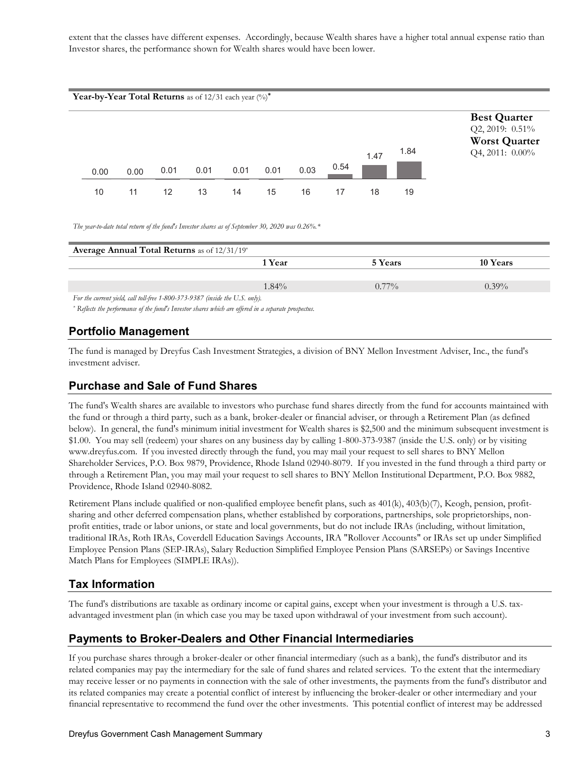extent that the classes have different expenses. Accordingly, because Wealth shares have a higher total annual expense ratio than Investor shares, the performance shown for Wealth shares would have been lower.

**Year-by-Year Total Returns** as of 12/31 each year (%)*

| 10 | 11 | 12 | 13 | 14 | 15 | 16 | 17 | 18 | 19 |
|---|---|---|---|---|---|---|---|---|---|
| 0.00 | 0.00 | 0.01 | 0.01 | 0.01 | 0.01 | 0.03 | 0.54 | 1.47 | 1.84 |

**Best Quarter**
Q2, 2019: 0.51%

**Worst Quarter**
Q4, 2011: 0.00%

*The year-to-date total return of the fund's Investor shares as of September 30, 2020 was 0.26%.**

| **Average Annual Total Returns** as of 12/31/19* | 1 Year | 5 Years | 10 Years |
|---|---|---|---|
| | 1.84% | 0.77% | 0.39% |

*For the current yield, call toll-free 1-800-373-9387 (inside the U.S. only).*

* *Reflects the performance of the fund's Investor shares which are offered in a separate prospectus.*

## Portfolio Management

The fund is managed by Dreyfus Cash Investment Strategies, a division of BNY Mellon Investment Adviser, Inc., the fund's investment adviser.

## Purchase and Sale of Fund Shares

The fund's Wealth shares are available to investors who purchase fund shares directly from the fund for accounts maintained with the fund or through a third party, such as a bank, broker-dealer or financial adviser, or through a Retirement Plan (as defined below). In general, the fund's minimum initial investment for Wealth shares is $2,500 and the minimum subsequent investment is $1.00. You may sell (redeem) your shares on any business day by calling 1-800-373-9387 (inside the U.S. only) or by visiting www.dreyfus.com. If you invested directly through the fund, you may mail your request to sell shares to BNY Mellon Shareholder Services, P.O. Box 9879, Providence, Rhode Island 02940-8079. If you invested in the fund through a third party or through a Retirement Plan, you may mail your request to sell shares to BNY Mellon Institutional Department, P.O. Box 9882, Providence, Rhode Island 02940-8082.

Retirement Plans include qualified or non-qualified employee benefit plans, such as 401(k), 403(b)(7), Keogh, pension, profit-sharing and other deferred compensation plans, whether established by corporations, partnerships, sole proprietorships, non-profit entities, trade or labor unions, or state and local governments, but do not include IRAs (including, without limitation, traditional IRAs, Roth IRAs, Coverdell Education Savings Accounts, IRA "Rollover Accounts" or IRAs set up under Simplified Employee Pension Plans (SEP-IRAs), Salary Reduction Simplified Employee Pension Plans (SARSEPs) or Savings Incentive Match Plans for Employees (SIMPLE IRAs)).

## Tax Information

The fund's distributions are taxable as ordinary income or capital gains, except when your investment is through a U.S. tax-advantaged investment plan (in which case you may be taxed upon withdrawal of your investment from such account).

## Payments to Broker-Dealers and Other Financial Intermediaries

If you purchase shares through a broker-dealer or other financial intermediary (such as a bank), the fund's distributor and its related companies may pay the intermediary for the sale of fund shares and related services. To the extent that the intermediary may receive lesser or no payments in connection with the sale of other investments, the payments from the fund's distributor and its related companies may create a potential conflict of interest by influencing the broker-dealer or other intermediary and your financial representative to recommend the fund over the other investments. This potential conflict of interest may be addressed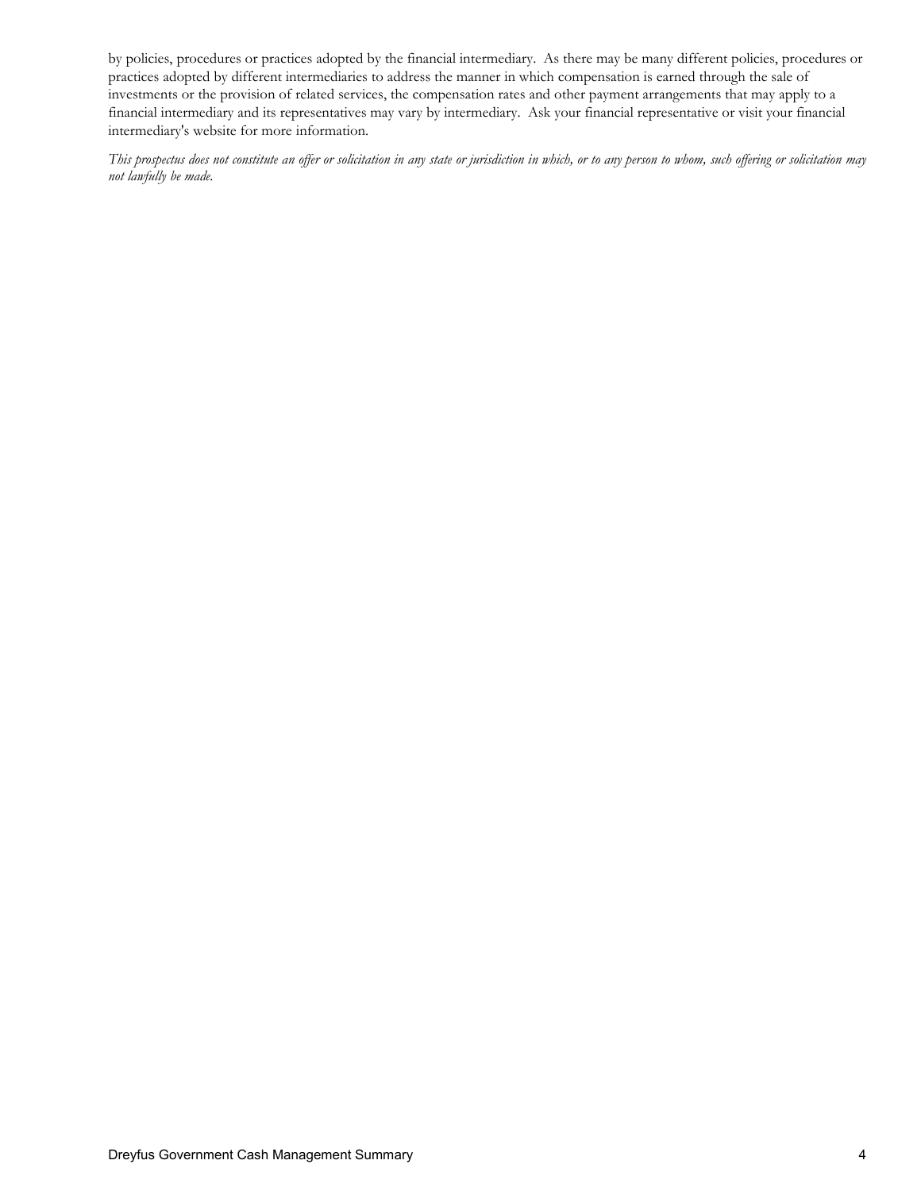by policies, procedures or practices adopted by the financial intermediary. As there may be many different policies, procedures or practices adopted by different intermediaries to address the manner in which compensation is earned through the sale of investments or the provision of related services, the compensation rates and other payment arrangements that may apply to a financial intermediary and its representatives may vary by intermediary. Ask your financial representative or visit your financial intermediary's website for more information.

*This prospectus does not constitute an offer or solicitation in any state or jurisdiction in which, or to any person to whom, such offering or solicitation may not lawfully be made.*